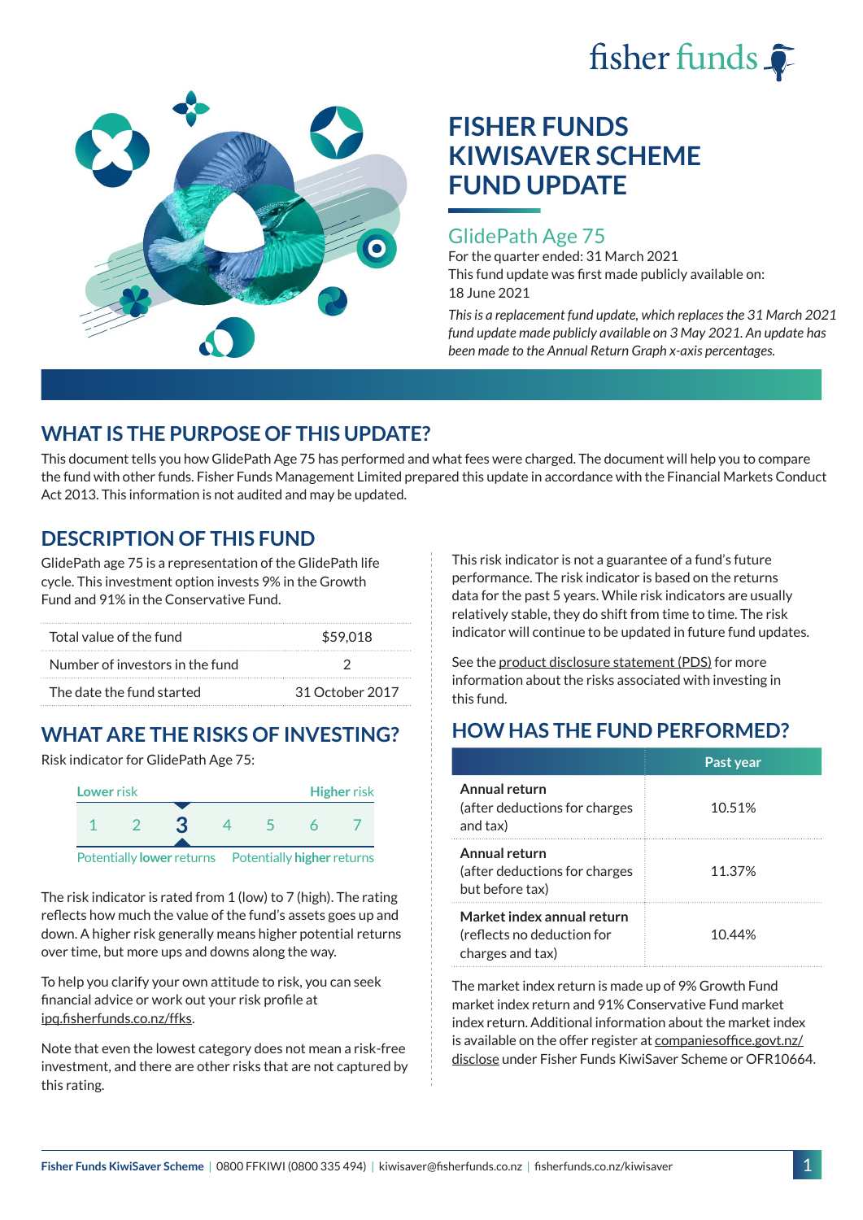# FISHER FUNDS KIWISAVER SCHEME FUND UPDATE

## GlidePath Age 75

For the quarter ended: 31 March 2021

This fund update was first made publicly available on: 18 June 2021

*This is a replacement fund update, which replaces the 31 March 2021 fund update made publicly available on 3 May 2021. An update has been made to the Annual Return Graph x-axis percentages.*

## WHAT IS THE PURPOSE OF THIS UPDATE?

This document tells you how GlidePath Age 75 has performed and what fees were charged. The document will help you to compare the fund with other funds. Fisher Funds Management Limited prepared this update in accordance with the Financial Markets Conduct Act 2013. This information is not audited and may be updated.

## DESCRIPTION OF THIS FUND

GlidePath age 75 is a representation of the GlidePath life cycle. This investment option invests 9% in the Growth Fund and 91% in the Conservative Fund.

| | |
|---|---|
| Total value of the fund | $59,018 |
| Number of investors in the fund | 2 |
| The date the fund started | 31 October 2017 |

## WHAT ARE THE RISKS OF INVESTING?

Risk indicator for GlidePath Age 75:

| Lower risk | | | | | | Higher risk |
|---|---|---|---|---|---|---|
| 1 | 2 | **3** | 4 | 5 | 6 | 7 |

Potentially **lower** returns — Potentially **higher** returns

The risk indicator is rated from 1 (low) to 7 (high). The rating reflects how much the value of the fund's assets goes up and down. A higher risk generally means higher potential returns over time, but more ups and downs along the way.

To help you clarify your own attitude to risk, you can seek financial advice or work out your risk profile at ipq.fisherfunds.co.nz/ffks.

Note that even the lowest category does not mean a risk-free investment, and there are other risks that are not captured by this rating.

This risk indicator is not a guarantee of a fund's future performance. The risk indicator is based on the returns data for the past 5 years. While risk indicators are usually relatively stable, they do shift from time to time. The risk indicator will continue to be updated in future fund updates.

See the product disclosure statement (PDS) for more information about the risks associated with investing in this fund.

## HOW HAS THE FUND PERFORMED?

| | Past year |
|---|---|
| **Annual return** (after deductions for charges and tax) | 10.51% |
| **Annual return** (after deductions for charges but before tax) | 11.37% |
| **Market index annual return** (reflects no deduction for charges and tax) | 10.44% |

The market index return is made up of 9% Growth Fund market index return and 91% Conservative Fund market index return. Additional information about the market index is available on the offer register at companiesoffice.govt.nz/disclose under Fisher Funds KiwiSaver Scheme or OFR10664.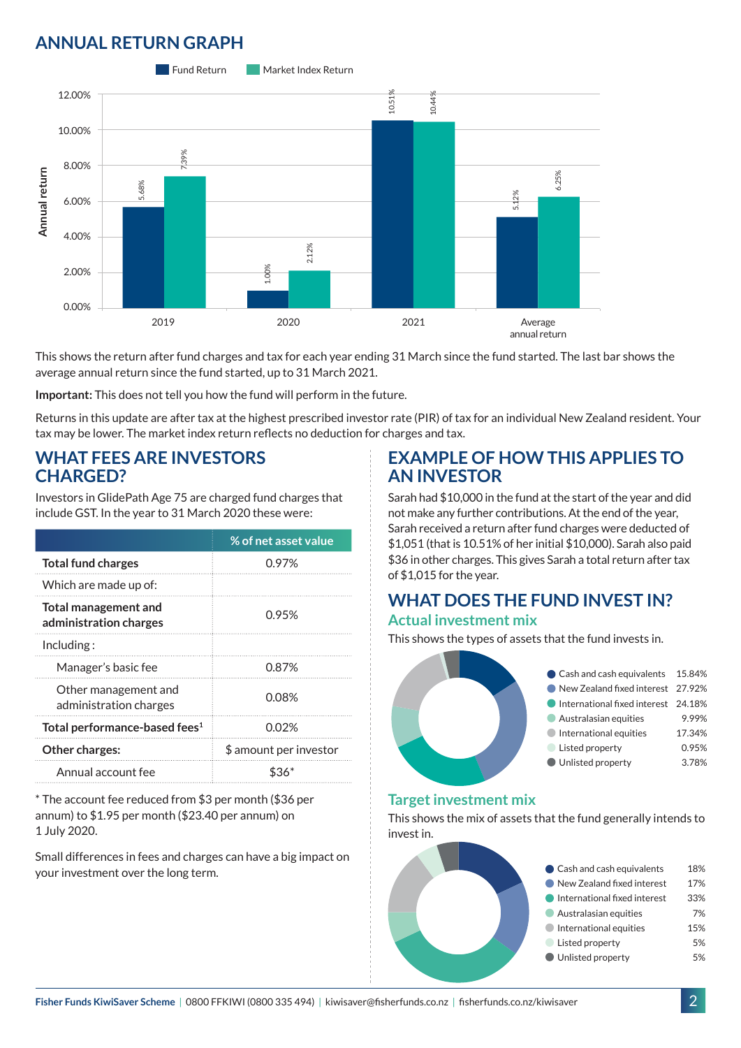## ANNUAL RETURN GRAPH

| | Fund Return | Market Index Return |
|---|---|---|
| 2019 | 5.68% | 7.39% |
| 2020 | 1.00% | 2.12% |
| 2021 | 10.51% | 10.44% |
| Average annual return | 5.12% | 6.25% |

This shows the return after fund charges and tax for each year ending 31 March since the fund started. The last bar shows the average annual return since the fund started, up to 31 March 2021.

**Important:** This does not tell you how the fund will perform in the future.

Returns in this update are after tax at the highest prescribed investor rate (PIR) of tax for an individual New Zealand resident. Your tax may be lower. The market index return reflects no deduction for charges and tax.

## WHAT FEES ARE INVESTORS CHARGED?

Investors in GlidePath Age 75 are charged fund charges that include GST. In the year to 31 March 2020 these were:

| | % of net asset value |
|---|---|
| **Total fund charges** | 0.97% |
| Which are made up of: | |
| **Total management and administration charges** | 0.95% |
| Including : | |
| Manager's basic fee | 0.87% |
| Other management and administration charges | 0.08% |
| **Total performance-based fees**[1] | 0.02% |
| **Other charges:** | $ amount per investor |
| Annual account fee | $36* |

* The account fee reduced from $3 per month ($36 per annum) to $1.95 per month ($23.40 per annum) on 1 July 2020.

Small differences in fees and charges can have a big impact on your investment over the long term.

## EXAMPLE OF HOW THIS APPLIES TO AN INVESTOR

Sarah had $10,000 in the fund at the start of the year and did not make any further contributions. At the end of the year, Sarah received a return after fund charges were deducted of $1,051 (that is 10.51% of her initial $10,000). Sarah also paid $36 in other charges. This gives Sarah a total return after tax of $1,015 for the year.

## WHAT DOES THE FUND INVEST IN?

### Actual investment mix

This shows the types of assets that the fund invests in.

| Asset | % |
|---|---|
| Cash and cash equivalents | 15.84% |
| New Zealand fixed interest | 27.92% |
| International fixed interest | 24.18% |
| Australasian equities | 9.99% |
| International equities | 17.34% |
| Listed property | 0.95% |
| Unlisted property | 3.78% |

### Target investment mix

This shows the mix of assets that the fund generally intends to invest in.

| Asset | % |
|---|---|
| Cash and cash equivalents | 18% |
| New Zealand fixed interest | 17% |
| International fixed interest | 33% |
| Australasian equities | 7% |
| International equities | 15% |
| Listed property | 5% |
| Unlisted property | 5% |

**Fisher Funds KiwiSaver Scheme** | 0800 FFKIWI (0800 335 494) | kiwisaver@fisherfunds.co.nz | fisherfunds.co.nz/kiwisaver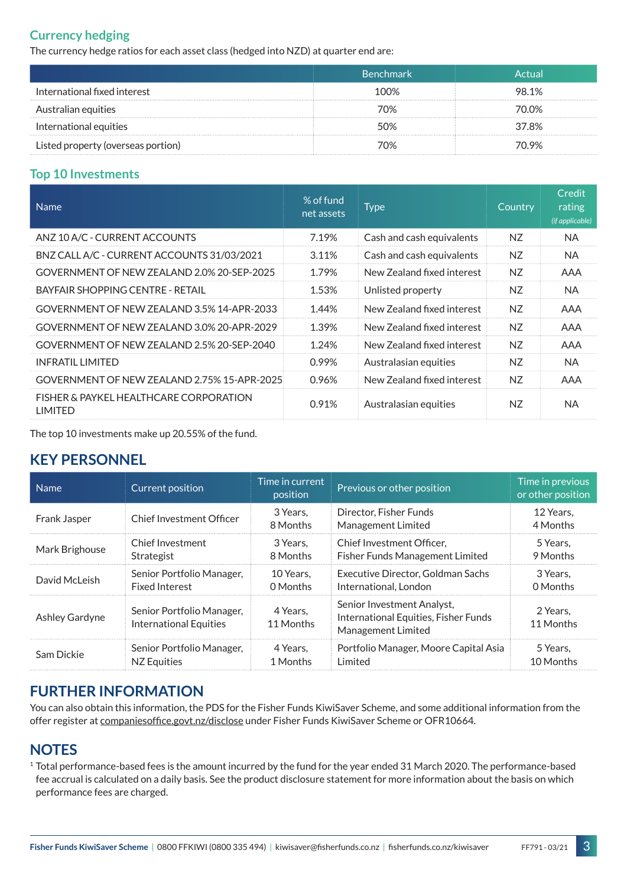## Currency hedging

The currency hedge ratios for each asset class (hedged into NZD) at quarter end are:

| | Benchmark | Actual |
|---|---|---|
| International fixed interest | 100% | 98.1% |
| Australian equities | 70% | 70.0% |
| International equities | 50% | 37.8% |
| Listed property (overseas portion) | 70% | 70.9% |

## Top 10 Investments

| Name | % of fund net assets | Type | Country | Credit rating *(if applicable)* |
|---|---|---|---|---|
| ANZ 10 A/C - CURRENT ACCOUNTS | 7.19% | Cash and cash equivalents | NZ | NA |
| BNZ CALL A/C - CURRENT ACCOUNTS 31/03/2021 | 3.11% | Cash and cash equivalents | NZ | NA |
| GOVERNMENT OF NEW ZEALAND 2.0% 20-SEP-2025 | 1.79% | New Zealand fixed interest | NZ | AAA |
| BAYFAIR SHOPPING CENTRE - RETAIL | 1.53% | Unlisted property | NZ | NA |
| GOVERNMENT OF NEW ZEALAND 3.5% 14-APR-2033 | 1.44% | New Zealand fixed interest | NZ | AAA |
| GOVERNMENT OF NEW ZEALAND 3.0% 20-APR-2029 | 1.39% | New Zealand fixed interest | NZ | AAA |
| GOVERNMENT OF NEW ZEALAND 2.5% 20-SEP-2040 | 1.24% | New Zealand fixed interest | NZ | AAA |
| INFRATIL LIMITED | 0.99% | Australasian equities | NZ | NA |
| GOVERNMENT OF NEW ZEALAND 2.75% 15-APR-2025 | 0.96% | New Zealand fixed interest | NZ | AAA |
| FISHER & PAYKEL HEALTHCARE CORPORATION LIMITED | 0.91% | Australasian equities | NZ | NA |

The top 10 investments make up 20.55% of the fund.

## KEY PERSONNEL

| Name | Current position | Time in current position | Previous or other position | Time in previous or other position |
|---|---|---|---|---|
| Frank Jasper | Chief Investment Officer | 3 Years, 8 Months | Director, Fisher Funds Management Limited | 12 Years, 4 Months |
| Mark Brighouse | Chief Investment Strategist | 3 Years, 8 Months | Chief Investment Officer, Fisher Funds Management Limited | 5 Years, 9 Months |
| David McLeish | Senior Portfolio Manager, Fixed Interest | 10 Years, 0 Months | Executive Director, Goldman Sachs International, London | 3 Years, 0 Months |
| Ashley Gardyne | Senior Portfolio Manager, International Equities | 4 Years, 11 Months | Senior Investment Analyst, International Equities, Fisher Funds Management Limited | 2 Years, 11 Months |
| Sam Dickie | Senior Portfolio Manager, NZ Equities | 4 Years, 1 Months | Portfolio Manager, Moore Capital Asia Limited | 5 Years, 10 Months |

## FURTHER INFORMATION

You can also obtain this information, the PDS for the Fisher Funds KiwiSaver Scheme, and some additional information from the offer register at companiesoffice.govt.nz/disclose under Fisher Funds KiwiSaver Scheme or OFR10664.

## NOTES

[1] Total performance-based fees is the amount incurred by the fund for the year ended 31 March 2020. The performance-based fee accrual is calculated on a daily basis. See the product disclosure statement for more information about the basis on which performance fees are charged.